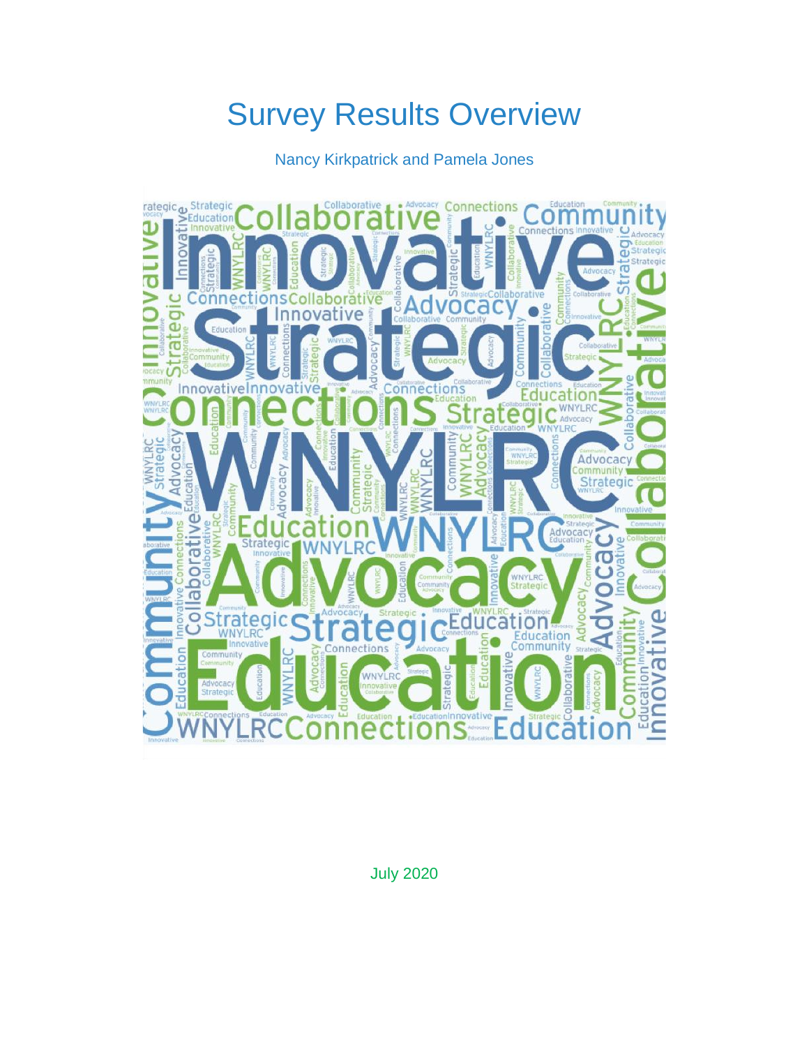# Survey Results Overview

Nancy Kirkpatrick and Pamela Jones

July 2020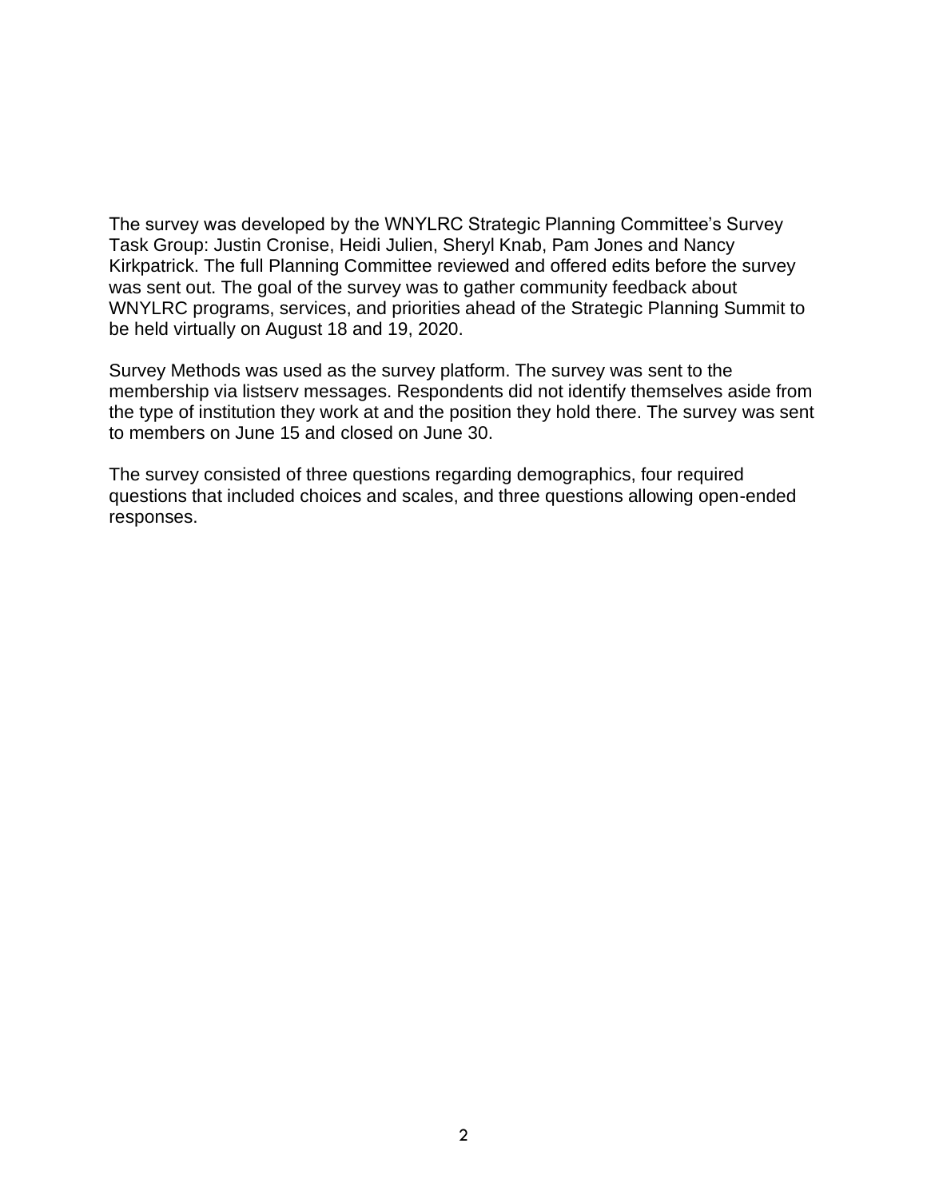The survey was developed by the WNYLRC Strategic Planning Committee's Survey Task Group: Justin Cronise, Heidi Julien, Sheryl Knab, Pam Jones and Nancy Kirkpatrick. The full Planning Committee reviewed and offered edits before the survey was sent out. The goal of the survey was to gather community feedback about WNYLRC programs, services, and priorities ahead of the Strategic Planning Summit to be held virtually on August 18 and 19, 2020.

Survey Methods was used as the survey platform. The survey was sent to the membership via listserv messages. Respondents did not identify themselves aside from the type of institution they work at and the position they hold there. The survey was sent to members on June 15 and closed on June 30.

The survey consisted of three questions regarding demographics, four required questions that included choices and scales, and three questions allowing open-ended responses.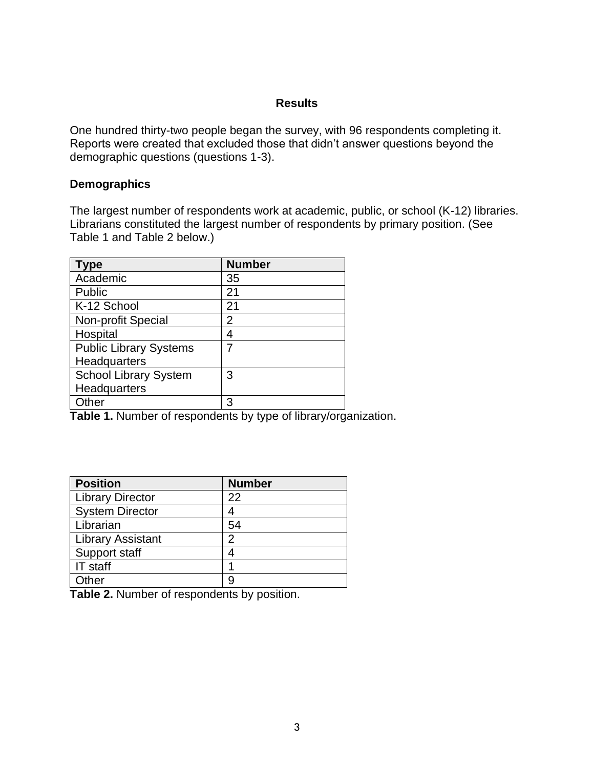## Results

One hundred thirty-two people began the survey, with 96 respondents completing it. Reports were created that excluded those that didn't answer questions beyond the demographic questions (questions 1-3).

### Demographics

The largest number of respondents work at academic, public, or school (K-12) libraries. Librarians constituted the largest number of respondents by primary position. (See Table 1 and Table 2 below.)

| Type | Number |
|---|---|
| Academic | 35 |
| Public | 21 |
| K-12 School | 21 |
| Non-profit Special | 2 |
| Hospital | 4 |
| Public Library Systems Headquarters | 7 |
| School Library System Headquarters | 3 |
| Other | 3 |

**Table 1.** Number of respondents by type of library/organization.

| Position | Number |
|---|---|
| Library Director | 22 |
| System Director | 4 |
| Librarian | 54 |
| Library Assistant | 2 |
| Support staff | 4 |
| IT staff | 1 |
| Other | 9 |

**Table 2.** Number of respondents by position.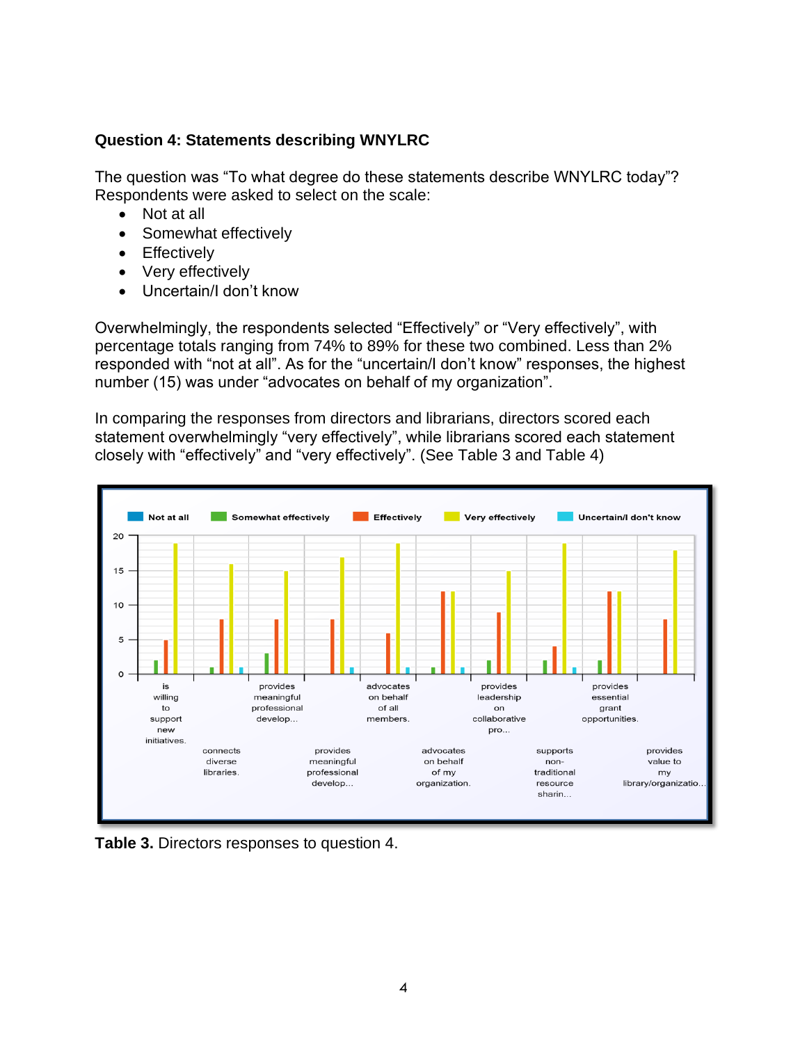### Question 4: Statements describing WNYLRC

The question was “To what degree do these statements describe WNYLRC today”? Respondents were asked to select on the scale:

- Not at all
- Somewhat effectively
- Effectively
- Very effectively
- Uncertain/I don’t know

Overwhelmingly, the respondents selected “Effectively” or “Very effectively”, with percentage totals ranging from 74% to 89% for these two combined. Less than 2% responded with “not at all”. As for the “uncertain/I don’t know” responses, the highest number (15) was under “advocates on behalf of my organization”.

In comparing the responses from directors and librarians, directors scored each statement overwhelmingly “very effectively”, while librarians scored each statement closely with “effectively” and “very effectively”. (See Table 3 and Table 4)

Not at all
Somewhat effectively
Effectively
Very effectively
Uncertain/I don't know

20
15
10
5
0

is willing to support new initiatives.
connects diverse libraries.
provides meaningful professional develop...
provides meaningful professional develop...
advocates on behalf of all members.
advocates on behalf of my organization.
provides leadership on collaborative pro...
supports non-traditional resource sharin...
provides essential grant opportunities.
provides value to my library/organizatio...

**Table 3.** Directors responses to question 4.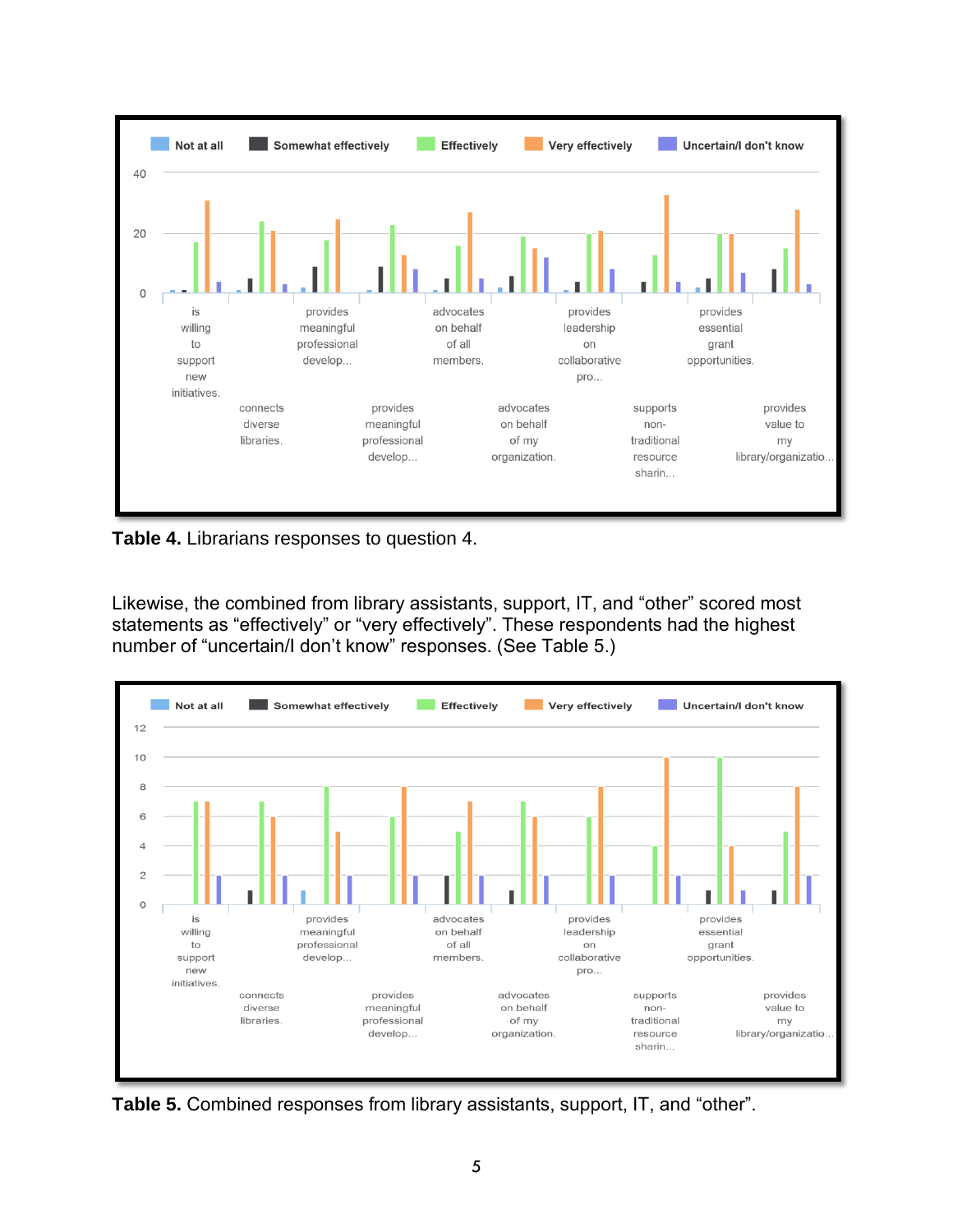Not at all
Somewhat effectively
Effectively
Very effectively
Uncertain/I don't know

40
20
0

is willing to support new initiatives.
connects diverse libraries.
provides meaningful professional develop...
provides meaningful professional develop...
advocates on behalf of all members.
advocates on behalf of my organization.
provides leadership on collaborative pro...
supports non-traditional resource sharin...
provides essential grant opportunities.
provides value to my library/organizatio...

**Table 4.** Librarians responses to question 4.

Likewise, the combined from library assistants, support, IT, and "other" scored most statements as "effectively" or "very effectively". These respondents had the highest number of "uncertain/I don't know" responses. (See Table 5.)

Not at all
Somewhat effectively
Effectively
Very effectively
Uncertain/I don't know

12
10
8
6
4
2
0

is willing to support new initiatives.
connects diverse libraries.
provides meaningful professional develop...
provides meaningful professional develop...
advocates on behalf of all members.
advocates on behalf of my organization.
provides leadership on collaborative pro...
supports non-traditional resource sharin...
provides essential grant opportunities.
provides value to my library/organizatio...

**Table 5.** Combined responses from library assistants, support, IT, and "other".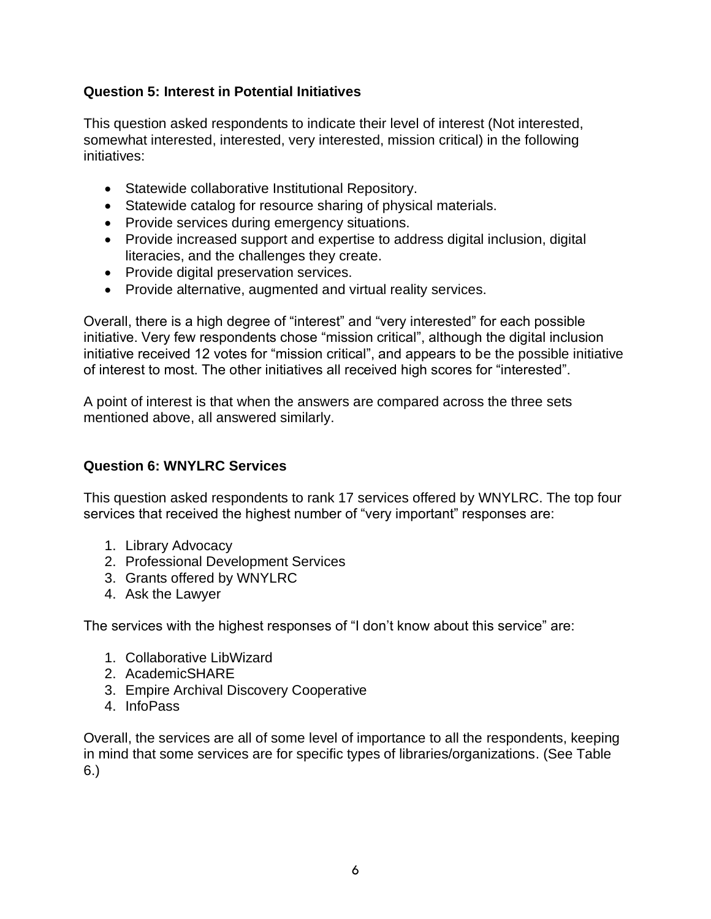**Question 5: Interest in Potential Initiatives**

This question asked respondents to indicate their level of interest (Not interested, somewhat interested, interested, very interested, mission critical) in the following initiatives:

- Statewide collaborative Institutional Repository.
- Statewide catalog for resource sharing of physical materials.
- Provide services during emergency situations.
- Provide increased support and expertise to address digital inclusion, digital literacies, and the challenges they create.
- Provide digital preservation services.
- Provide alternative, augmented and virtual reality services.

Overall, there is a high degree of "interest" and "very interested" for each possible initiative. Very few respondents chose "mission critical", although the digital inclusion initiative received 12 votes for "mission critical", and appears to be the possible initiative of interest to most. The other initiatives all received high scores for "interested".

A point of interest is that when the answers are compared across the three sets mentioned above, all answered similarly.

**Question 6: WNYLRC Services**

This question asked respondents to rank 17 services offered by WNYLRC. The top four services that received the highest number of "very important" responses are:

1. Library Advocacy
2. Professional Development Services
3. Grants offered by WNYLRC
4. Ask the Lawyer

The services with the highest responses of "I don't know about this service" are:

1. Collaborative LibWizard
2. AcademicSHARE
3. Empire Archival Discovery Cooperative
4. InfoPass

Overall, the services are all of some level of importance to all the respondents, keeping in mind that some services are for specific types of libraries/organizations. (See Table 6.)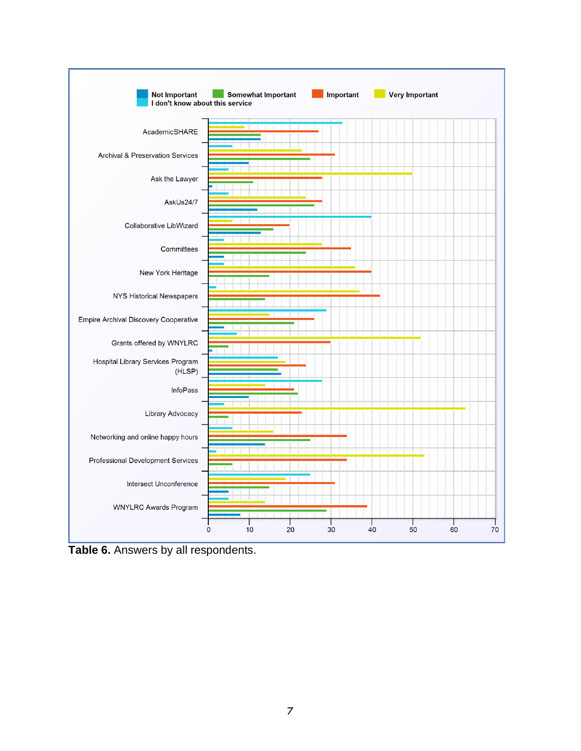Not Important
I don't know about this service
Somewhat Important
Important
Very Important

AcademicSHARE

Archival & Preservation Services

Ask the Lawyer

AskUs24/7

Collaborative LibWizard

Committees

New York Heritage

NYS Historical Newspapers

Empire Archival Discovery Cooperative

Grants offered by WNYLRC

Hospital Library Services Program (HLSP)

InfoPass

Library Advocacy

Networking and online happy hours

Professional Development Services

Intersect Unconference

WNYLRC Awards Program

0 10 20 30 40 50 60 70

**Table 6.** Answers by all respondents.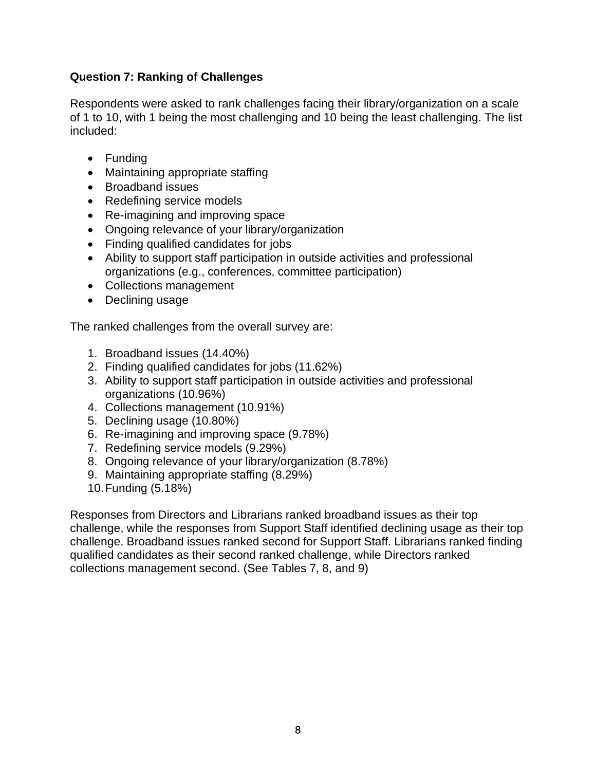**Question 7: Ranking of Challenges**

Respondents were asked to rank challenges facing their library/organization on a scale of 1 to 10, with 1 being the most challenging and 10 being the least challenging. The list included:

- Funding
- Maintaining appropriate staffing
- Broadband issues
- Redefining service models
- Re-imagining and improving space
- Ongoing relevance of your library/organization
- Finding qualified candidates for jobs
- Ability to support staff participation in outside activities and professional organizations (e.g., conferences, committee participation)
- Collections management
- Declining usage

The ranked challenges from the overall survey are:

1. Broadband issues (14.40%)
2. Finding qualified candidates for jobs (11.62%)
3. Ability to support staff participation in outside activities and professional organizations (10.96%)
4. Collections management (10.91%)
5. Declining usage (10.80%)
6. Re-imagining and improving space (9.78%)
7. Redefining service models (9.29%)
8. Ongoing relevance of your library/organization (8.78%)
9. Maintaining appropriate staffing (8.29%)
10. Funding (5.18%)

Responses from Directors and Librarians ranked broadband issues as their top challenge, while the responses from Support Staff identified declining usage as their top challenge. Broadband issues ranked second for Support Staff. Librarians ranked finding qualified candidates as their second ranked challenge, while Directors ranked collections management second. (See Tables 7, 8, and 9)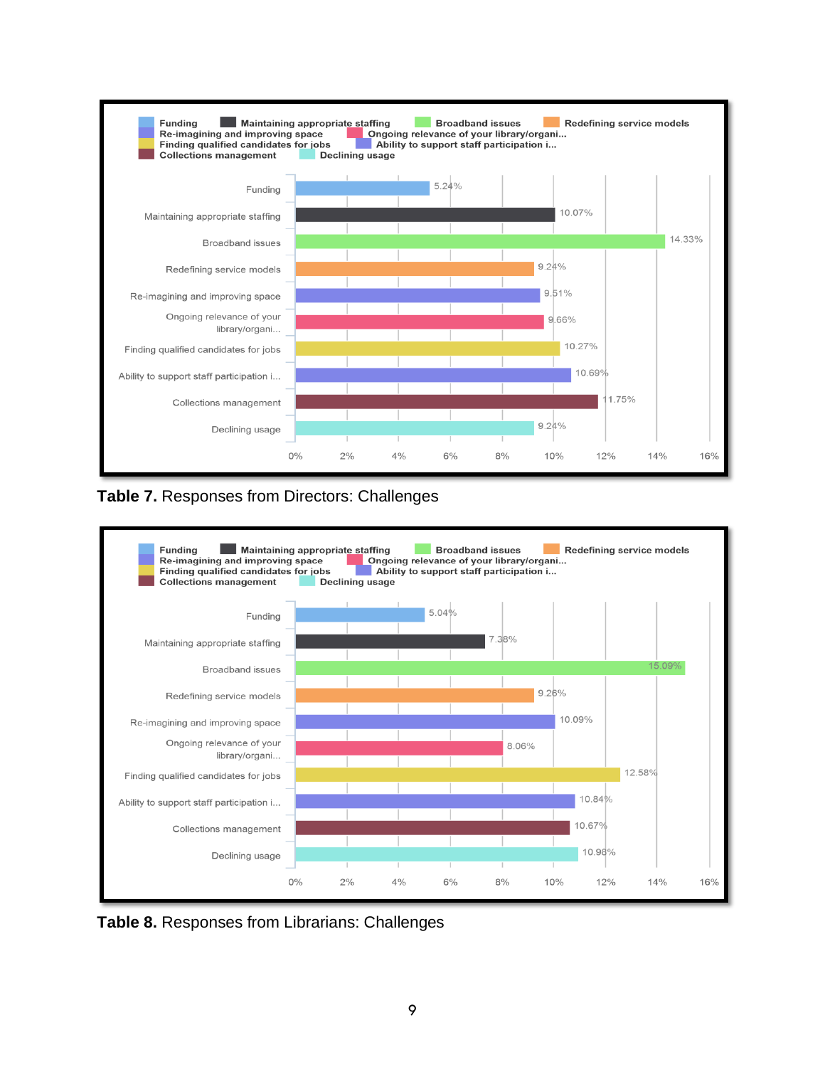Funding
Maintaining appropriate staffing
Broadband issues
Redefining service models
Re-imagining and improving space
Ongoing relevance of your library/organi...
Finding qualified candidates for jobs
Ability to support staff participation i...
Collections management
Declining usage

Funding 5.24%
Maintaining appropriate staffing 10.07%
Broadband issues 14.33%
Redefining service models 9.24%
Re-imagining and improving space 9.51%
Ongoing relevance of your library/organi... 9.66%
Finding qualified candidates for jobs 10.27%
Ability to support staff participation i... 10.69%
Collections management 11.75%
Declining usage 9.24%

0% 2% 4% 6% 8% 10% 12% 14% 16%

**Table 7.** Responses from Directors: Challenges

Funding
Maintaining appropriate staffing
Broadband issues
Redefining service models
Re-imagining and improving space
Ongoing relevance of your library/organi...
Finding qualified candidates for jobs
Ability to support staff participation i...
Collections management
Declining usage

Funding 5.04%
Maintaining appropriate staffing 7.38%
Broadband issues 15.09%
Redefining service models 9.26%
Re-imagining and improving space 10.09%
Ongoing relevance of your library/organi... 8.06%
Finding qualified candidates for jobs 12.58%
Ability to support staff participation i... 10.84%
Collections management 10.67%
Declining usage 10.98%

0% 2% 4% 6% 8% 10% 12% 14% 16%

**Table 8.** Responses from Librarians: Challenges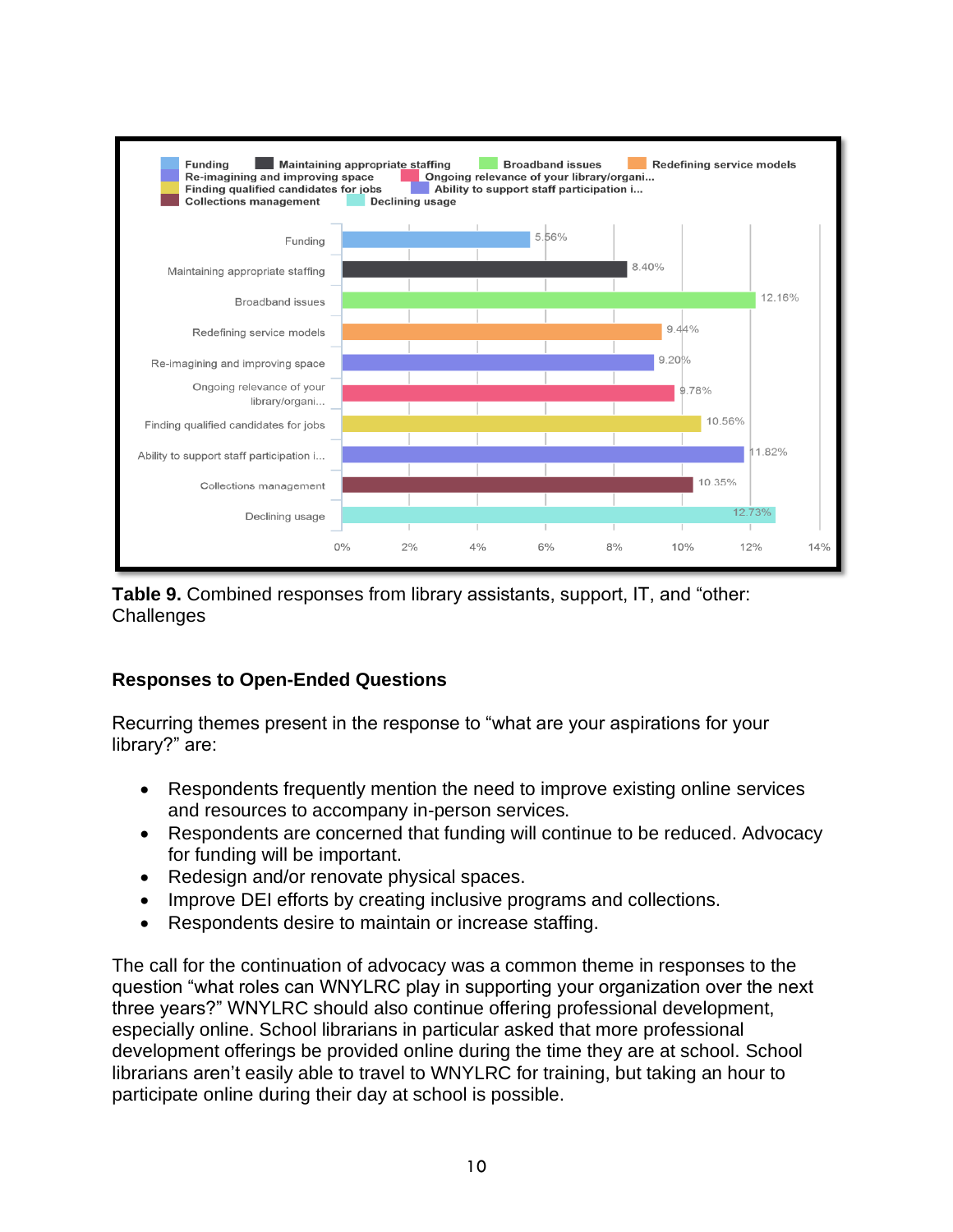Funding
Maintaining appropriate staffing
Broadband issues
Redefining service models
Re-imagining and improving space
Ongoing relevance of your library/organi...
Finding qualified candidates for jobs
Ability to support staff participation i...
Collections management
Declining usage

Funding 5.56%
Maintaining appropriate staffing 8.40%
Broadband issues 12.16%
Redefining service models 9.44%
Re-imagining and improving space 9.20%
Ongoing relevance of your library/organi... 9.78%
Finding qualified candidates for jobs 10.56%
Ability to support staff participation i... 11.82%
Collections management 10.35%
Declining usage 12.73%

0% 2% 4% 6% 8% 10% 12% 14%

**Table 9.** Combined responses from library assistants, support, IT, and "other: Challenges

### Responses to Open-Ended Questions

Recurring themes present in the response to "what are your aspirations for your library?" are:

- Respondents frequently mention the need to improve existing online services and resources to accompany in-person services.
- Respondents are concerned that funding will continue to be reduced. Advocacy for funding will be important.
- Redesign and/or renovate physical spaces.
- Improve DEI efforts by creating inclusive programs and collections.
- Respondents desire to maintain or increase staffing.

The call for the continuation of advocacy was a common theme in responses to the question "what roles can WNYLRC play in supporting your organization over the next three years?" WNYLRC should also continue offering professional development, especially online. School librarians in particular asked that more professional development offerings be provided online during the time they are at school. School librarians aren't easily able to travel to WNYLRC for training, but taking an hour to participate online during their day at school is possible.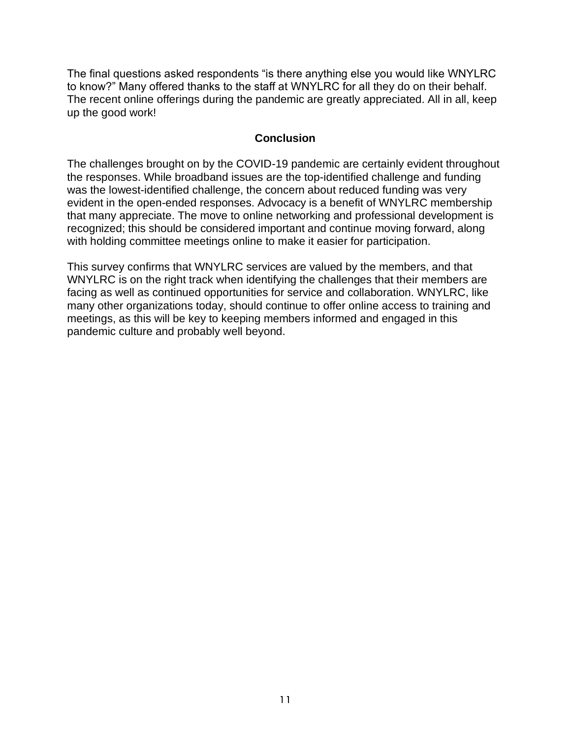The final questions asked respondents “is there anything else you would like WNYLRC to know?” Many offered thanks to the staff at WNYLRC for all they do on their behalf. The recent online offerings during the pandemic are greatly appreciated. All in all, keep up the good work!

## Conclusion

The challenges brought on by the COVID-19 pandemic are certainly evident throughout the responses. While broadband issues are the top-identified challenge and funding was the lowest-identified challenge, the concern about reduced funding was very evident in the open-ended responses. Advocacy is a benefit of WNYLRC membership that many appreciate. The move to online networking and professional development is recognized; this should be considered important and continue moving forward, along with holding committee meetings online to make it easier for participation.

This survey confirms that WNYLRC services are valued by the members, and that WNYLRC is on the right track when identifying the challenges that their members are facing as well as continued opportunities for service and collaboration. WNYLRC, like many other organizations today, should continue to offer online access to training and meetings, as this will be key to keeping members informed and engaged in this pandemic culture and probably well beyond.